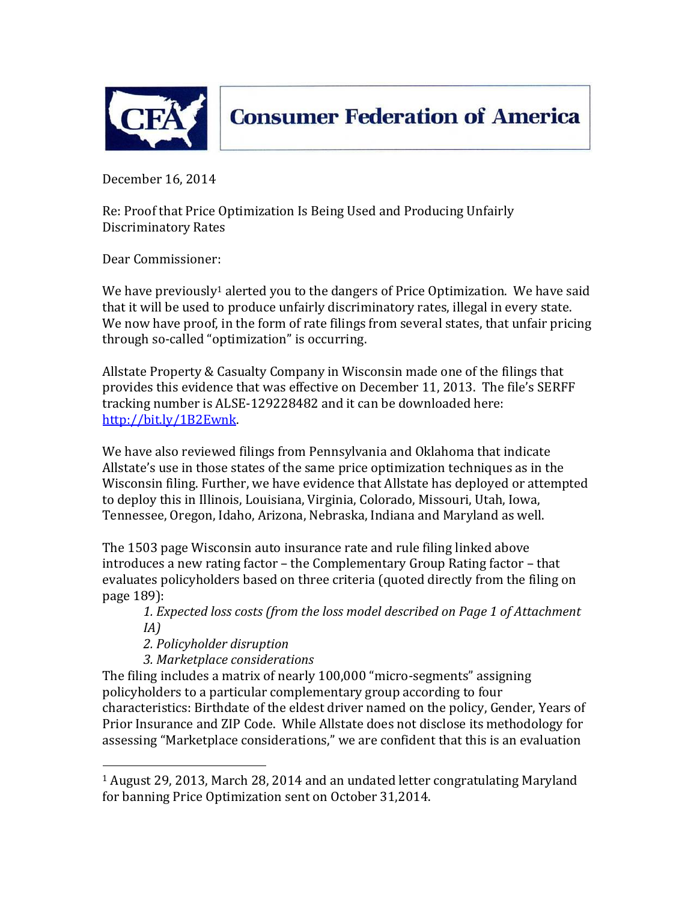# Consumer Federation of America

December 16, 2014

Re: Proof that Price Optimization Is Being Used and Producing Unfairly Discriminatory Rates

Dear Commissioner:

We have previously[1] alerted you to the dangers of Price Optimization. We have said that it will be used to produce unfairly discriminatory rates, illegal in every state. We now have proof, in the form of rate filings from several states, that unfair pricing through so-called "optimization" is occurring.

Allstate Property & Casualty Company in Wisconsin made one of the filings that provides this evidence that was effective on December 11, 2013. The file's SERFF tracking number is ALSE-129228482 and it can be downloaded here: [http://bit.ly/1B2Ewnk](http://bit.ly/1B2Ewnk).

We have also reviewed filings from Pennsylvania and Oklahoma that indicate Allstate's use in those states of the same price optimization techniques as in the Wisconsin filing. Further, we have evidence that Allstate has deployed or attempted to deploy this in Illinois, Louisiana, Virginia, Colorado, Missouri, Utah, Iowa, Tennessee, Oregon, Idaho, Arizona, Nebraska, Indiana and Maryland as well.

The 1503 page Wisconsin auto insurance rate and rule filing linked above introduces a new rating factor – the Complementary Group Rating factor – that evaluates policyholders based on three criteria (quoted directly from the filing on page 189):

> 1. *Expected loss costs (from the loss model described on Page 1 of Attachment IA)*
> 2. *Policyholder disruption*
> 3. *Marketplace considerations*

The filing includes a matrix of nearly 100,000 "micro-segments" assigning policyholders to a particular complementary group according to four characteristics: Birthdate of the eldest driver named on the policy, Gender, Years of Prior Insurance and ZIP Code. While Allstate does not disclose its methodology for assessing "Marketplace considerations," we are confident that this is an evaluation

---

[1] August 29, 2013, March 28, 2014 and an undated letter congratulating Maryland for banning Price Optimization sent on October 31,2014.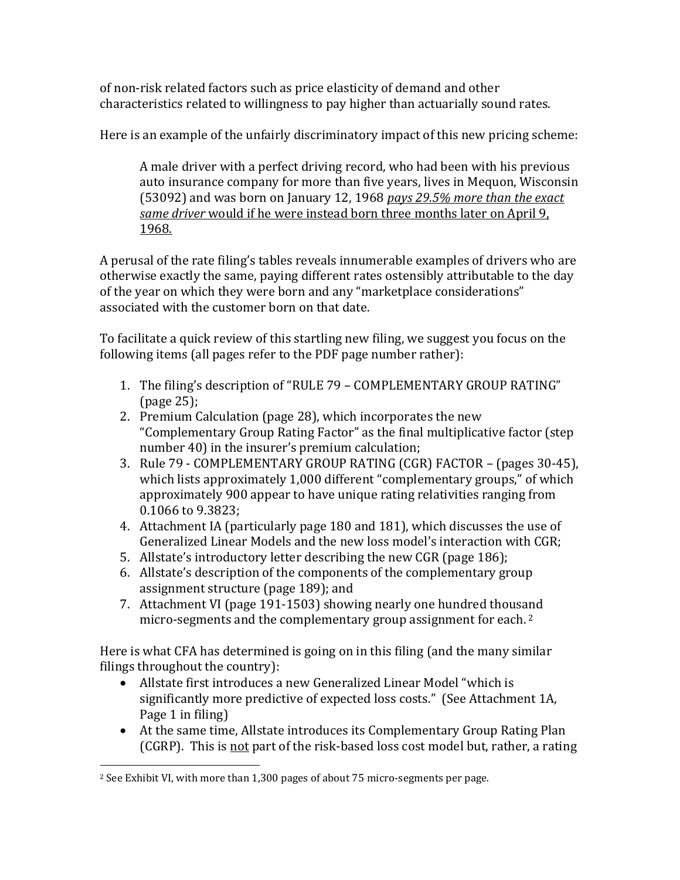of non-risk related factors such as price elasticity of demand and other characteristics related to willingness to pay higher than actuarially sound rates.

Here is an example of the unfairly discriminatory impact of this new pricing scheme:

> A male driver with a perfect driving record, who had been with his previous auto insurance company for more than five years, lives in Mequon, Wisconsin (53092) and was born on January 12, 1968 <u>*pays 29.5% more than the exact same driver*</u> <u>would if he were instead born three months later on April 9, 1968.</u>

A perusal of the rate filing's tables reveals innumerable examples of drivers who are otherwise exactly the same, paying different rates ostensibly attributable to the day of the year on which they were born and any "marketplace considerations" associated with the customer born on that date.

To facilitate a quick review of this startling new filing, we suggest you focus on the following items (all pages refer to the PDF page number rather):

1. The filing's description of "RULE 79 – COMPLEMENTARY GROUP RATING" (page 25);
2. Premium Calculation (page 28), which incorporates the new "Complementary Group Rating Factor" as the final multiplicative factor (step number 40) in the insurer's premium calculation;
3. Rule 79 - COMPLEMENTARY GROUP RATING (CGR) FACTOR – (pages 30-45), which lists approximately 1,000 different "complementary groups," of which approximately 900 appear to have unique rating relativities ranging from 0.1066 to 9.3823;
4. Attachment IA (particularly page 180 and 181), which discusses the use of Generalized Linear Models and the new loss model's interaction with CGR;
5. Allstate's introductory letter describing the new CGR (page 186);
6. Allstate's description of the components of the complementary group assignment structure (page 189); and
7. Attachment VI (page 191-1503) showing nearly one hundred thousand micro-segments and the complementary group assignment for each. [2]

Here is what CFA has determined is going on in this filing (and the many similar filings throughout the country):

- Allstate first introduces a new Generalized Linear Model "which is significantly more predictive of expected loss costs." (See Attachment 1A, Page 1 in filing)
- At the same time, Allstate introduces its Complementary Group Rating Plan (CGRP). This is <u>not</u> part of the risk-based loss cost model but, rather, a rating

[2] See Exhibit VI, with more than 1,300 pages of about 75 micro-segments per page.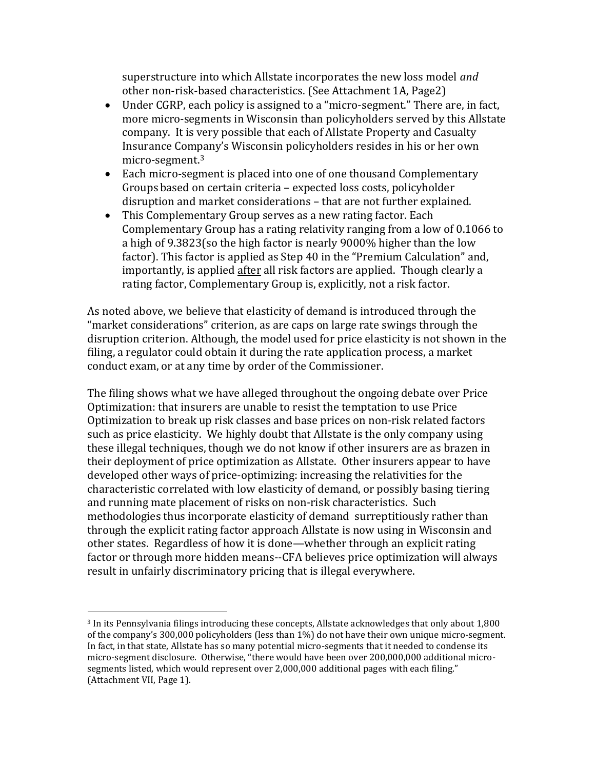superstructure into which Allstate incorporates the new loss model *and* other non-risk-based characteristics. (See Attachment 1A, Page2)

- Under CGRP, each policy is assigned to a "micro-segment." There are, in fact, more micro-segments in Wisconsin than policyholders served by this Allstate company. It is very possible that each of Allstate Property and Casualty Insurance Company's Wisconsin policyholders resides in his or her own micro-segment.[3]
- Each micro-segment is placed into one of one thousand Complementary Groups based on certain criteria – expected loss costs, policyholder disruption and market considerations – that are not further explained.
- This Complementary Group serves as a new rating factor. Each Complementary Group has a rating relativity ranging from a low of 0.1066 to a high of 9.3823(so the high factor is nearly 9000% higher than the low factor). This factor is applied as Step 40 in the "Premium Calculation" and, importantly, is applied <u>after</u> all risk factors are applied. Though clearly a rating factor, Complementary Group is, explicitly, not a risk factor.

As noted above, we believe that elasticity of demand is introduced through the "market considerations" criterion, as are caps on large rate swings through the disruption criterion. Although, the model used for price elasticity is not shown in the filing, a regulator could obtain it during the rate application process, a market conduct exam, or at any time by order of the Commissioner.

The filing shows what we have alleged throughout the ongoing debate over Price Optimization: that insurers are unable to resist the temptation to use Price Optimization to break up risk classes and base prices on non-risk related factors such as price elasticity. We highly doubt that Allstate is the only company using these illegal techniques, though we do not know if other insurers are as brazen in their deployment of price optimization as Allstate. Other insurers appear to have developed other ways of price-optimizing: increasing the relativities for the characteristic correlated with low elasticity of demand, or possibly basing tiering and running mate placement of risks on non-risk characteristics. Such methodologies thus incorporate elasticity of demand surreptitiously rather than through the explicit rating factor approach Allstate is now using in Wisconsin and other states. Regardless of how it is done—whether through an explicit rating factor or through more hidden means--CFA believes price optimization will always result in unfairly discriminatory pricing that is illegal everywhere.

---

[3] In its Pennsylvania filings introducing these concepts, Allstate acknowledges that only about 1,800 of the company's 300,000 policyholders (less than 1%) do not have their own unique micro-segment. In fact, in that state, Allstate has so many potential micro-segments that it needed to condense its micro-segment disclosure. Otherwise, "there would have been over 200,000,000 additional micro-segments listed, which would represent over 2,000,000 additional pages with each filing." (Attachment VII, Page 1).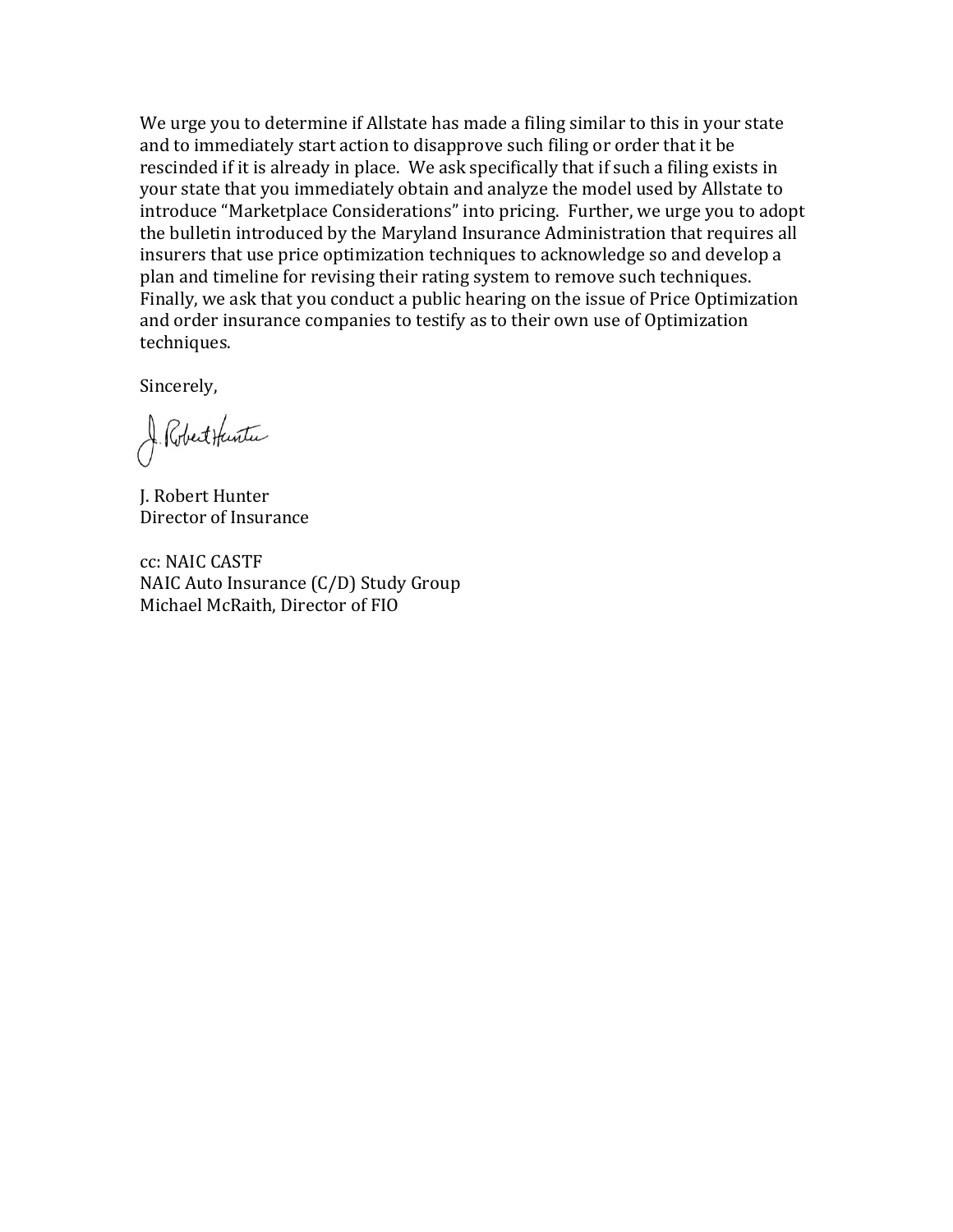We urge you to determine if Allstate has made a filing similar to this in your state and to immediately start action to disapprove such filing or order that it be rescinded if it is already in place. We ask specifically that if such a filing exists in your state that you immediately obtain and analyze the model used by Allstate to introduce "Marketplace Considerations" into pricing. Further, we urge you to adopt the bulletin introduced by the Maryland Insurance Administration that requires all insurers that use price optimization techniques to acknowledge so and develop a plan and timeline for revising their rating system to remove such techniques. Finally, we ask that you conduct a public hearing on the issue of Price Optimization and order insurance companies to testify as to their own use of Optimization techniques.

Sincerely,

J. Robert Hunter

J. Robert Hunter
Director of Insurance

cc: NAIC CASTF
NAIC Auto Insurance (C/D) Study Group
Michael McRaith, Director of FIO